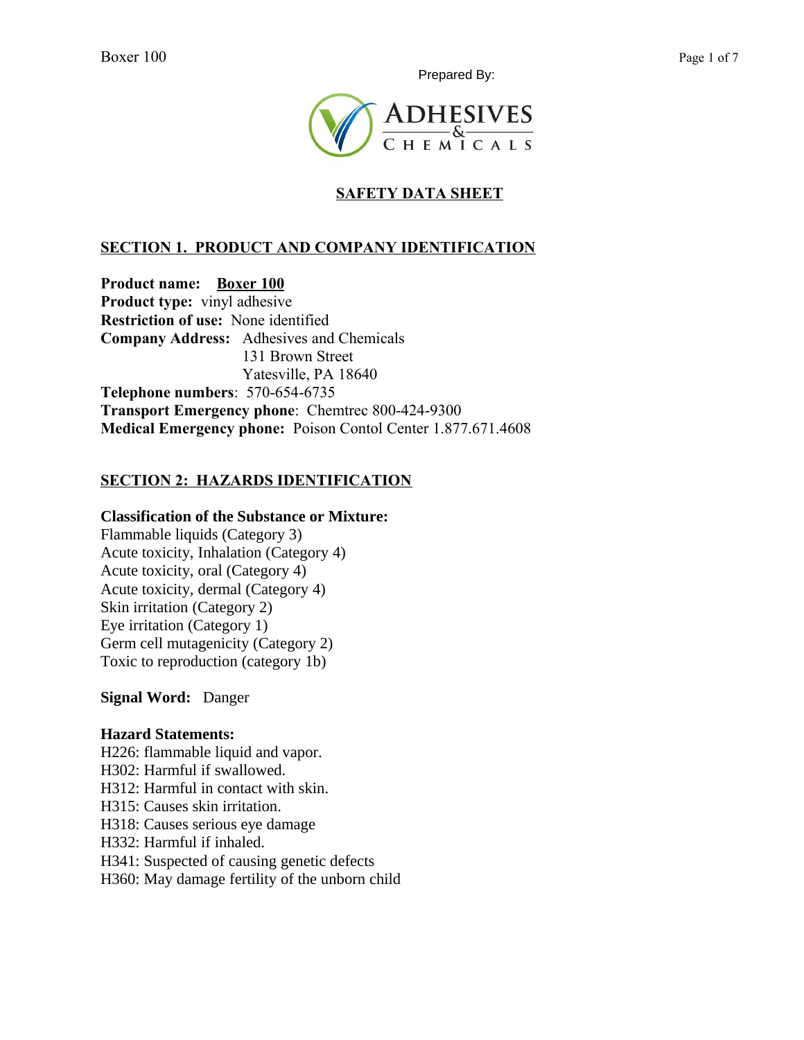Prepared By:

ADHESIVES & CHEMICALS

# SAFETY DATA SHEET

## SECTION 1. PRODUCT AND COMPANY IDENTIFICATION

**Product name:** **Boxer 100**
**Product type:** vinyl adhesive
**Restriction of use:** None identified
**Company Address:** Adhesives and Chemicals
131 Brown Street
Yatesville, PA 18640
**Telephone numbers**: 570-654-6735
**Transport Emergency phone**: Chemtrec 800-424-9300
**Medical Emergency phone:** Poison Contol Center 1.877.671.4608

## SECTION 2: HAZARDS IDENTIFICATION

**Classification of the Substance or Mixture:**
Flammable liquids (Category 3)
Acute toxicity, Inhalation (Category 4)
Acute toxicity, oral (Category 4)
Acute toxicity, dermal (Category 4)
Skin irritation (Category 2)
Eye irritation (Category 1)
Germ cell mutagenicity (Category 2)
Toxic to reproduction (category 1b)

**Signal Word:** Danger

**Hazard Statements:**
H226: flammable liquid and vapor.
H302: Harmful if swallowed.
H312: Harmful in contact with skin.
H315: Causes skin irritation.
H318: Causes serious eye damage
H332: Harmful if inhaled.
H341: Suspected of causing genetic defects
H360: May damage fertility of the unborn child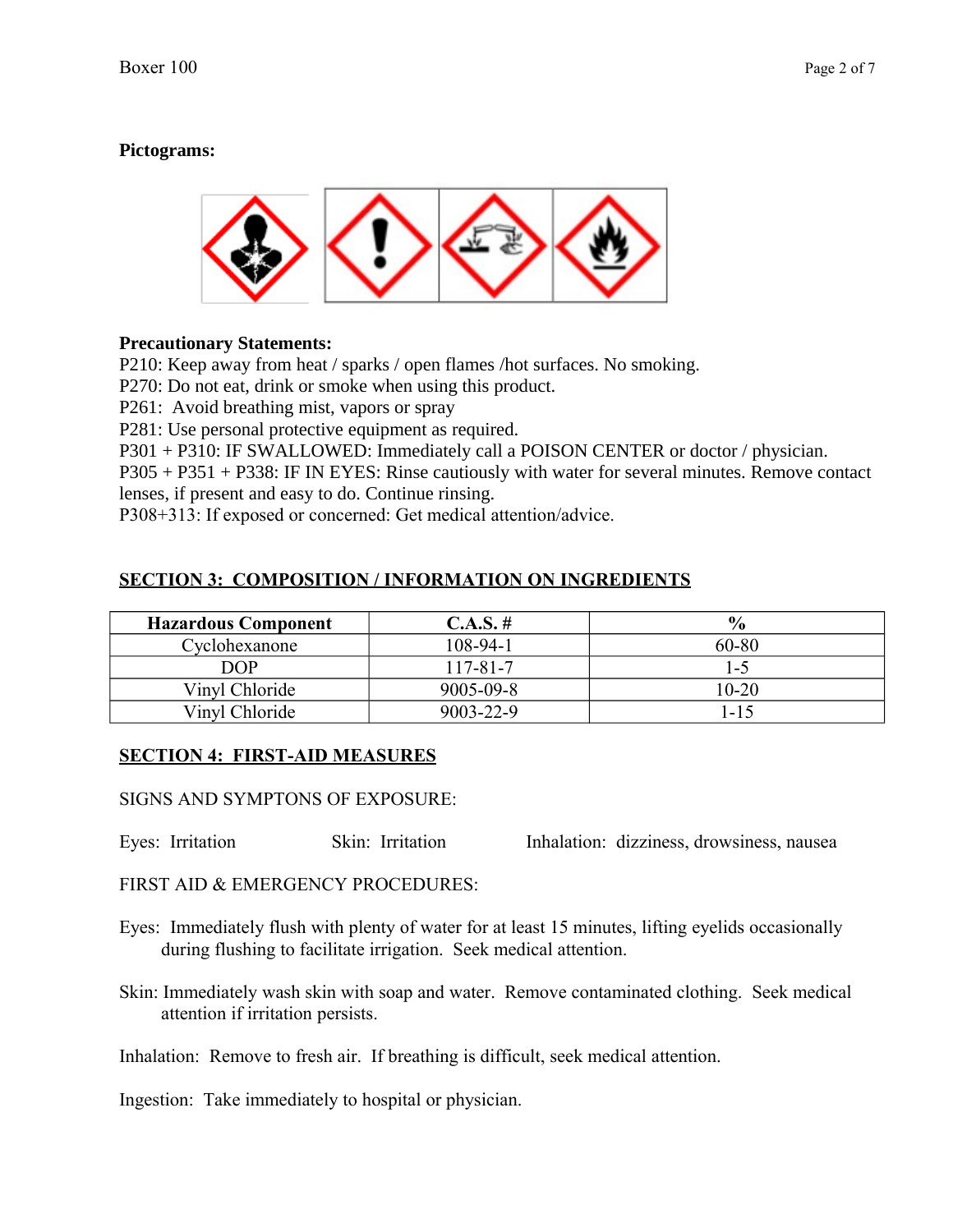**Pictograms:**

**Precautionary Statements:**
P210: Keep away from heat / sparks / open flames /hot surfaces. No smoking.
P270: Do not eat, drink or smoke when using this product.
P261: Avoid breathing mist, vapors or spray
P281: Use personal protective equipment as required.
P301 + P310: IF SWALLOWED: Immediately call a POISON CENTER or doctor / physician.
P305 + P351 + P338: IF IN EYES: Rinse cautiously with water for several minutes. Remove contact lenses, if present and easy to do. Continue rinsing.
P308+313: If exposed or concerned: Get medical attention/advice.

## SECTION 3: COMPOSITION / INFORMATION ON INGREDIENTS

| Hazardous Component | C.A.S. # | % |
|---|---|---|
| Cyclohexanone | 108-94-1 | 60-80 |
| DOP | 117-81-7 | 1-5 |
| Vinyl Chloride | 9005-09-8 | 10-20 |
| Vinyl Chloride | 9003-22-9 | 1-15 |

## SECTION 4: FIRST-AID MEASURES

SIGNS AND SYMPTONS OF EXPOSURE:

Eyes: Irritation

Skin: Irritation

Inhalation: dizziness, drowsiness, nausea

FIRST AID & EMERGENCY PROCEDURES:

Eyes: Immediately flush with plenty of water for at least 15 minutes, lifting eyelids occasionally during flushing to facilitate irrigation. Seek medical attention.

Skin: Immediately wash skin with soap and water. Remove contaminated clothing. Seek medical attention if irritation persists.

Inhalation: Remove to fresh air. If breathing is difficult, seek medical attention.

Ingestion: Take immediately to hospital or physician.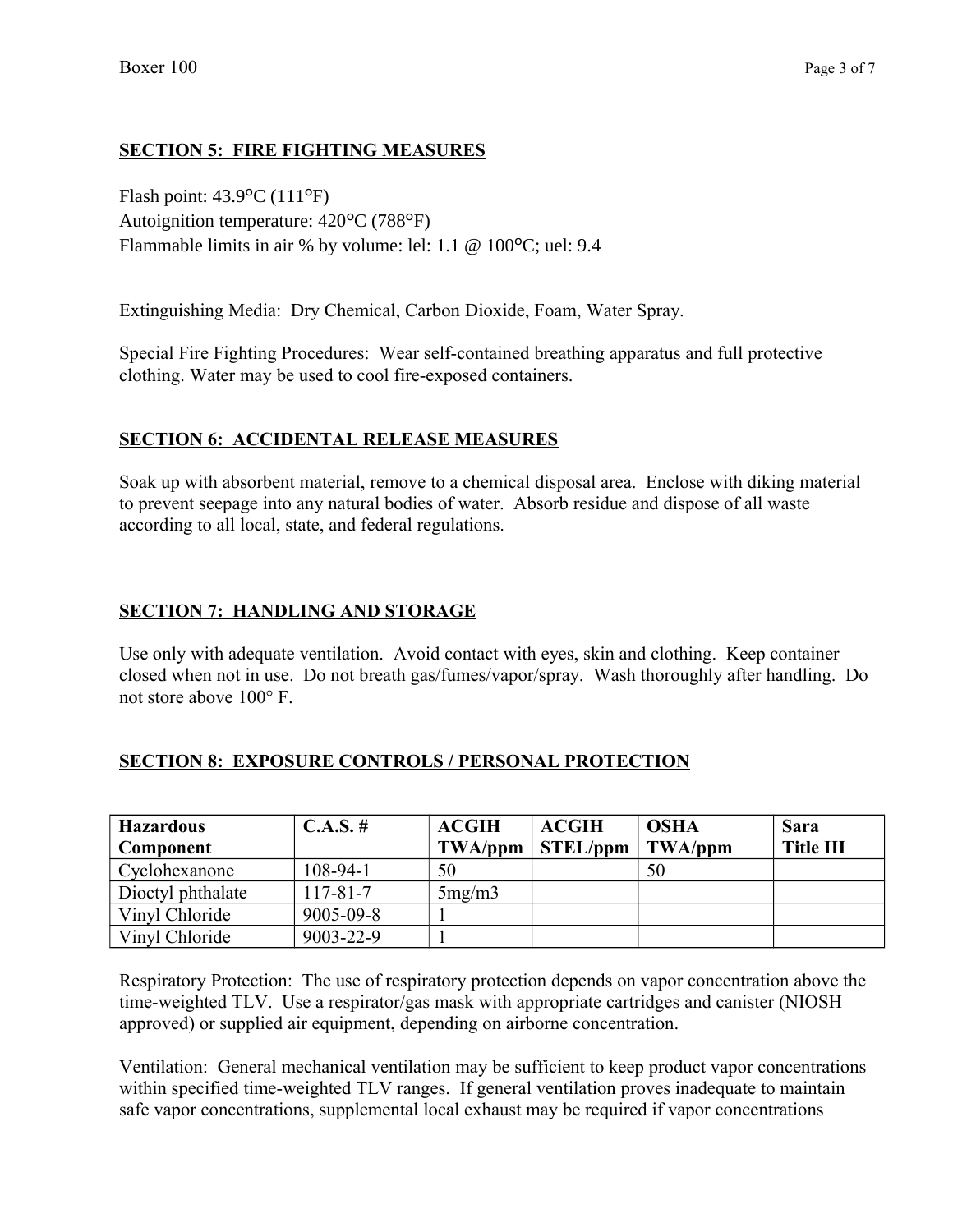## SECTION 5: FIRE FIGHTING MEASURES

Flash point: 43.9°C (111°F)
Autoignition temperature: 420°C (788°F)
Flammable limits in air % by volume: lel: 1.1 @ 100°C; uel: 9.4

Extinguishing Media: Dry Chemical, Carbon Dioxide, Foam, Water Spray.

Special Fire Fighting Procedures: Wear self-contained breathing apparatus and full protective clothing. Water may be used to cool fire-exposed containers.

## SECTION 6: ACCIDENTAL RELEASE MEASURES

Soak up with absorbent material, remove to a chemical disposal area. Enclose with diking material to prevent seepage into any natural bodies of water. Absorb residue and dispose of all waste according to all local, state, and federal regulations.

## SECTION 7: HANDLING AND STORAGE

Use only with adequate ventilation. Avoid contact with eyes, skin and clothing. Keep container closed when not in use. Do not breath gas/fumes/vapor/spray. Wash thoroughly after handling. Do not store above 100° F.

## SECTION 8: EXPOSURE CONTROLS / PERSONAL PROTECTION

| Hazardous Component | C.A.S. # | ACGIH TWA/ppm | ACGIH STEL/ppm | OSHA TWA/ppm | Sara Title III |
|---|---|---|---|---|---|
| Cyclohexanone | 108-94-1 | 50 | | 50 | |
| Dioctyl phthalate | 117-81-7 | 5mg/m3 | | | |
| Vinyl Chloride | 9005-09-8 | 1 | | | |
| Vinyl Chloride | 9003-22-9 | 1 | | | |

Respiratory Protection: The use of respiratory protection depends on vapor concentration above the time-weighted TLV. Use a respirator/gas mask with appropriate cartridges and canister (NIOSH approved) or supplied air equipment, depending on airborne concentration.

Ventilation: General mechanical ventilation may be sufficient to keep product vapor concentrations within specified time-weighted TLV ranges. If general ventilation proves inadequate to maintain safe vapor concentrations, supplemental local exhaust may be required if vapor concentrations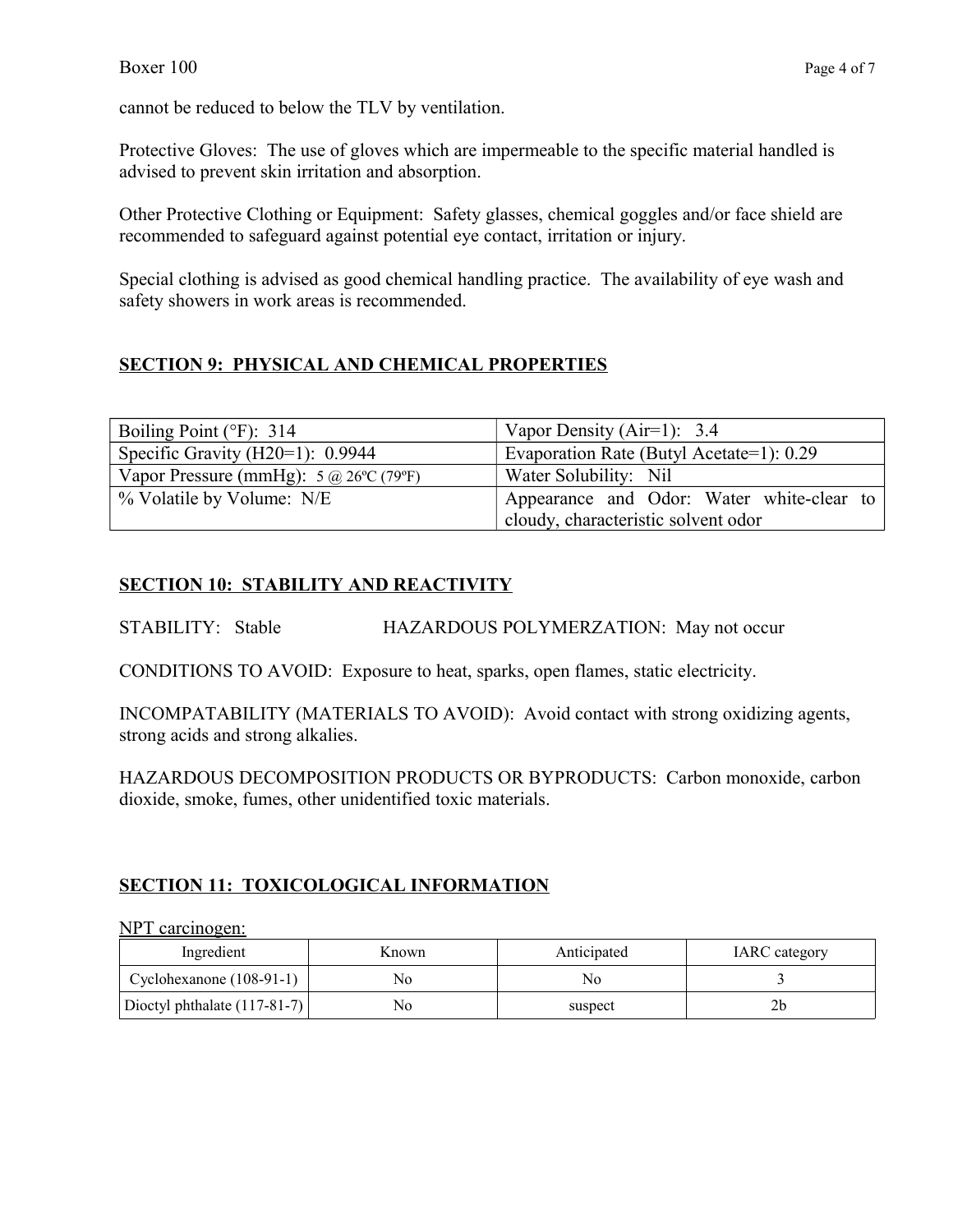cannot be reduced to below the TLV by ventilation.

Protective Gloves: The use of gloves which are impermeable to the specific material handled is advised to prevent skin irritation and absorption.

Other Protective Clothing or Equipment: Safety glasses, chemical goggles and/or face shield are recommended to safeguard against potential eye contact, irritation or injury.

Special clothing is advised as good chemical handling practice. The availability of eye wash and safety showers in work areas is recommended.

## SECTION 9: PHYSICAL AND CHEMICAL PROPERTIES

| | |
|---|---|
| Boiling Point (°F): 314 | Vapor Density (Air=1): 3.4 |
| Specific Gravity (H20=1): 0.9944 | Evaporation Rate (Butyl Acetate=1): 0.29 |
| Vapor Pressure (mmHg): 5 @ 26ºC (79ºF) | Water Solubility: Nil |
| % Volatile by Volume: N/E | Appearance and Odor: Water white-clear to cloudy, characteristic solvent odor |

## SECTION 10: STABILITY AND REACTIVITY

STABILITY: Stable HAZARDOUS POLYMERZATION: May not occur

CONDITIONS TO AVOID: Exposure to heat, sparks, open flames, static electricity.

INCOMPATABILITY (MATERIALS TO AVOID): Avoid contact with strong oxidizing agents, strong acids and strong alkalies.

HAZARDOUS DECOMPOSITION PRODUCTS OR BYPRODUCTS: Carbon monoxide, carbon dioxide, smoke, fumes, other unidentified toxic materials.

## SECTION 11: TOXICOLOGICAL INFORMATION

NPT carcinogen:

| Ingredient | Known | Anticipated | IARC category |
|---|---|---|---|
| Cyclohexanone (108-91-1) | No | No | 3 |
| Dioctyl phthalate (117-81-7) | No | suspect | 2b |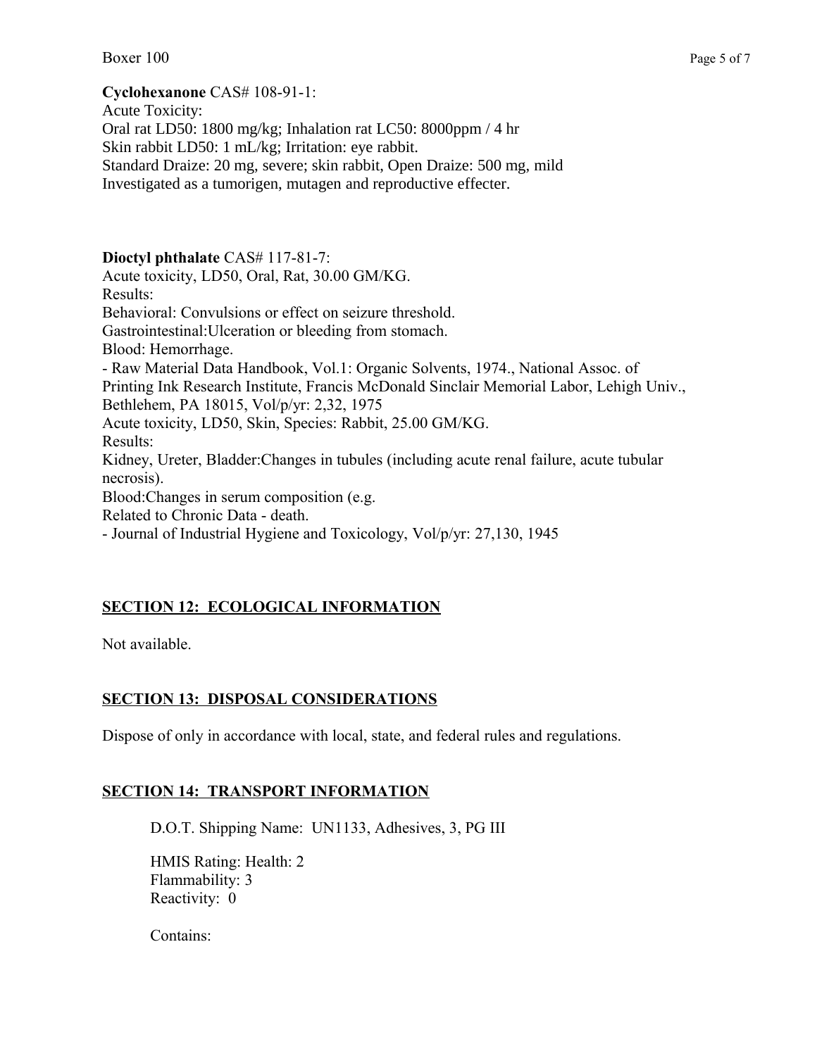**Cyclohexanone** CAS# 108-91-1:
Acute Toxicity:
Oral rat LD50: 1800 mg/kg; Inhalation rat LC50: 8000ppm / 4 hr
Skin rabbit LD50: 1 mL/kg; Irritation: eye rabbit.
Standard Draize: 20 mg, severe; skin rabbit, Open Draize: 500 mg, mild
Investigated as a tumorigen, mutagen and reproductive effecter.

**Dioctyl phthalate** CAS# 117-81-7:
Acute toxicity, LD50, Oral, Rat, 30.00 GM/KG.
Results:
Behavioral: Convulsions or effect on seizure threshold.
Gastrointestinal:Ulceration or bleeding from stomach.
Blood: Hemorrhage.
- Raw Material Data Handbook, Vol.1: Organic Solvents, 1974., National Assoc. of Printing Ink Research Institute, Francis McDonald Sinclair Memorial Labor, Lehigh Univ., Bethlehem, PA 18015, Vol/p/yr: 2,32, 1975
Acute toxicity, LD50, Skin, Species: Rabbit, 25.00 GM/KG.
Results:
Kidney, Ureter, Bladder:Changes in tubules (including acute renal failure, acute tubular necrosis).
Blood:Changes in serum composition (e.g.
Related to Chronic Data - death.
- Journal of Industrial Hygiene and Toxicology, Vol/p/yr: 27,130, 1945

## SECTION 12: ECOLOGICAL INFORMATION

Not available.

## SECTION 13: DISPOSAL CONSIDERATIONS

Dispose of only in accordance with local, state, and federal rules and regulations.

## SECTION 14: TRANSPORT INFORMATION

D.O.T. Shipping Name: UN1133, Adhesives, 3, PG III

HMIS Rating: Health: 2
Flammability: 3
Reactivity: 0

Contains: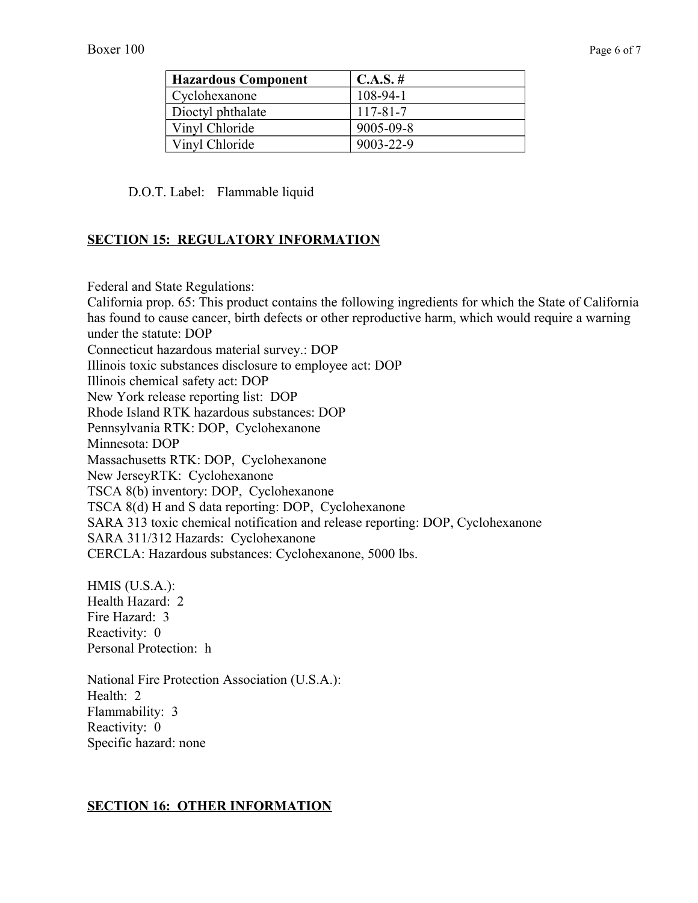| Hazardous Component | C.A.S. # |
| --- | --- |
| Cyclohexanone | 108-94-1 |
| Dioctyl phthalate | 117-81-7 |
| Vinyl Chloride | 9005-09-8 |
| Vinyl Chloride | 9003-22-9 |

D.O.T. Label: Flammable liquid

## SECTION 15: REGULATORY INFORMATION

Federal and State Regulations:
California prop. 65: This product contains the following ingredients for which the State of California has found to cause cancer, birth defects or other reproductive harm, which would require a warning under the statute: DOP
Connecticut hazardous material survey.: DOP
Illinois toxic substances disclosure to employee act: DOP
Illinois chemical safety act: DOP
New York release reporting list: DOP
Rhode Island RTK hazardous substances: DOP
Pennsylvania RTK: DOP, Cyclohexanone
Minnesota: DOP
Massachusetts RTK: DOP, Cyclohexanone
New JerseyRTK: Cyclohexanone
TSCA 8(b) inventory: DOP, Cyclohexanone
TSCA 8(d) H and S data reporting: DOP, Cyclohexanone
SARA 313 toxic chemical notification and release reporting: DOP, Cyclohexanone
SARA 311/312 Hazards: Cyclohexanone
CERCLA: Hazardous substances: Cyclohexanone, 5000 lbs.

HMIS (U.S.A.):
Health Hazard: 2
Fire Hazard: 3
Reactivity: 0
Personal Protection: h

National Fire Protection Association (U.S.A.):
Health: 2
Flammability: 3
Reactivity: 0
Specific hazard: none

## SECTION 16: OTHER INFORMATION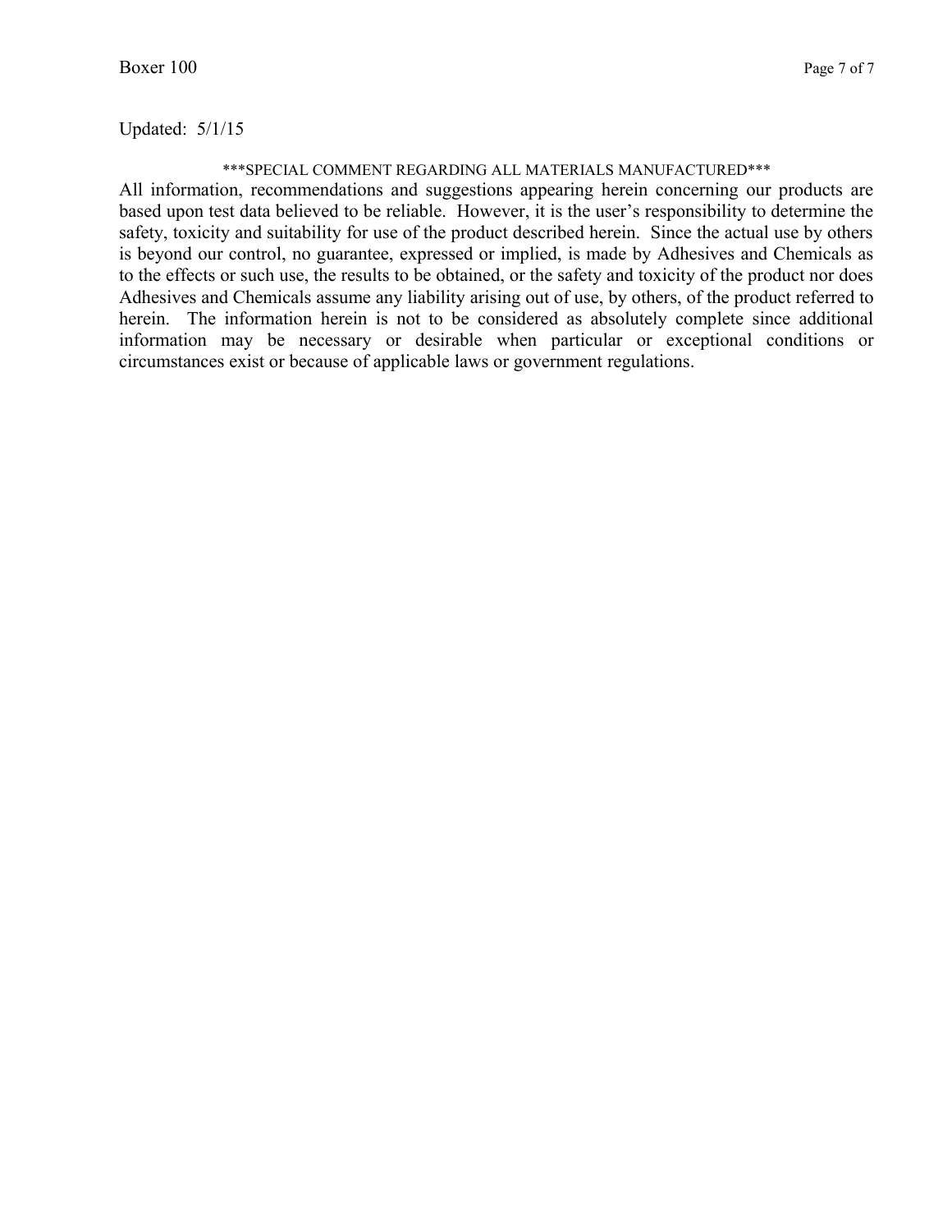Updated: 5/1/15

***SPECIAL COMMENT REGARDING ALL MATERIALS MANUFACTURED***

All information, recommendations and suggestions appearing herein concerning our products are based upon test data believed to be reliable. However, it is the user's responsibility to determine the safety, toxicity and suitability for use of the product described herein. Since the actual use by others is beyond our control, no guarantee, expressed or implied, is made by Adhesives and Chemicals as to the effects or such use, the results to be obtained, or the safety and toxicity of the product nor does Adhesives and Chemicals assume any liability arising out of use, by others, of the product referred to herein. The information herein is not to be considered as absolutely complete since additional information may be necessary or desirable when particular or exceptional conditions or circumstances exist or because of applicable laws or government regulations.